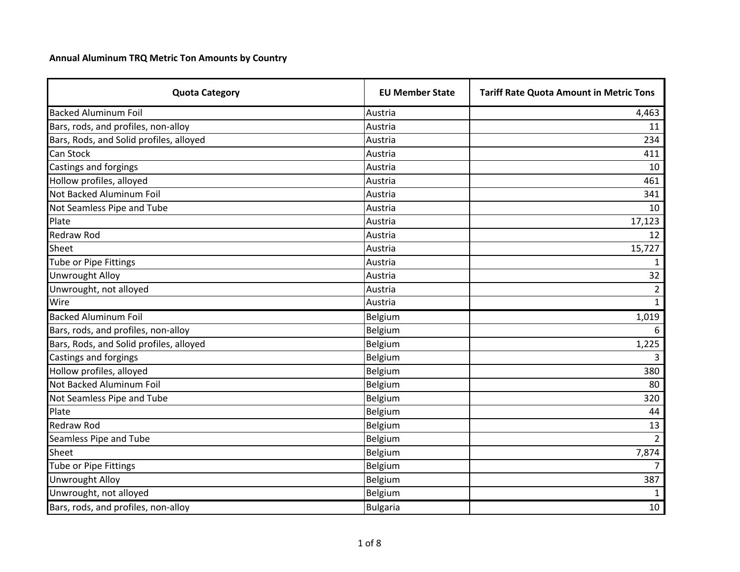**Annual Aluminum TRQ Metric Ton Amounts by Country**

| Quota Category | EU Member State | Tariff Rate Quota Amount in Metric Tons |
|---|---|---|
| Backed Aluminum Foil | Austria | 4,463 |
| Bars, rods, and profiles, non-alloy | Austria | 11 |
| Bars, Rods, and Solid profiles, alloyed | Austria | 234 |
| Can Stock | Austria | 411 |
| Castings and forgings | Austria | 10 |
| Hollow profiles, alloyed | Austria | 461 |
| Not Backed Aluminum Foil | Austria | 341 |
| Not Seamless Pipe and Tube | Austria | 10 |
| Plate | Austria | 17,123 |
| Redraw Rod | Austria | 12 |
| Sheet | Austria | 15,727 |
| Tube or Pipe Fittings | Austria | 1 |
| Unwrought Alloy | Austria | 32 |
| Unwrought, not alloyed | Austria | 2 |
| Wire | Austria | 1 |
| Backed Aluminum Foil | Belgium | 1,019 |
| Bars, rods, and profiles, non-alloy | Belgium | 6 |
| Bars, Rods, and Solid profiles, alloyed | Belgium | 1,225 |
| Castings and forgings | Belgium | 3 |
| Hollow profiles, alloyed | Belgium | 380 |
| Not Backed Aluminum Foil | Belgium | 80 |
| Not Seamless Pipe and Tube | Belgium | 320 |
| Plate | Belgium | 44 |
| Redraw Rod | Belgium | 13 |
| Seamless Pipe and Tube | Belgium | 2 |
| Sheet | Belgium | 7,874 |
| Tube or Pipe Fittings | Belgium | 7 |
| Unwrought Alloy | Belgium | 387 |
| Unwrought, not alloyed | Belgium | 1 |
| Bars, rods, and profiles, non-alloy | Bulgaria | 10 |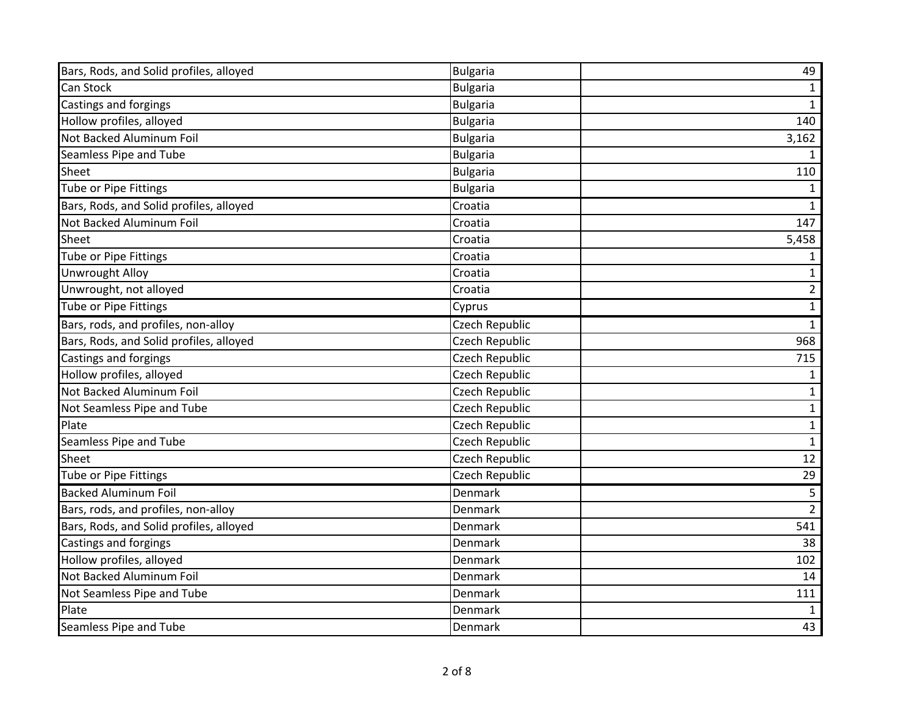| | | |
|---|---|---|
| Bars, Rods, and Solid profiles, alloyed | Bulgaria | 49 |
| Can Stock | Bulgaria | 1 |
| Castings and forgings | Bulgaria | 1 |
| Hollow profiles, alloyed | Bulgaria | 140 |
| Not Backed Aluminum Foil | Bulgaria | 3,162 |
| Seamless Pipe and Tube | Bulgaria | 1 |
| Sheet | Bulgaria | 110 |
| Tube or Pipe Fittings | Bulgaria | 1 |
| Bars, Rods, and Solid profiles, alloyed | Croatia | 1 |
| Not Backed Aluminum Foil | Croatia | 147 |
| Sheet | Croatia | 5,458 |
| Tube or Pipe Fittings | Croatia | 1 |
| Unwrought Alloy | Croatia | 1 |
| Unwrought, not alloyed | Croatia | 2 |
| Tube or Pipe Fittings | Cyprus | 1 |
| Bars, rods, and profiles, non-alloy | Czech Republic | 1 |
| Bars, Rods, and Solid profiles, alloyed | Czech Republic | 968 |
| Castings and forgings | Czech Republic | 715 |
| Hollow profiles, alloyed | Czech Republic | 1 |
| Not Backed Aluminum Foil | Czech Republic | 1 |
| Not Seamless Pipe and Tube | Czech Republic | 1 |
| Plate | Czech Republic | 1 |
| Seamless Pipe and Tube | Czech Republic | 1 |
| Sheet | Czech Republic | 12 |
| Tube or Pipe Fittings | Czech Republic | 29 |
| Backed Aluminum Foil | Denmark | 5 |
| Bars, rods, and profiles, non-alloy | Denmark | 2 |
| Bars, Rods, and Solid profiles, alloyed | Denmark | 541 |
| Castings and forgings | Denmark | 38 |
| Hollow profiles, alloyed | Denmark | 102 |
| Not Backed Aluminum Foil | Denmark | 14 |
| Not Seamless Pipe and Tube | Denmark | 111 |
| Plate | Denmark | 1 |
| Seamless Pipe and Tube | Denmark | 43 |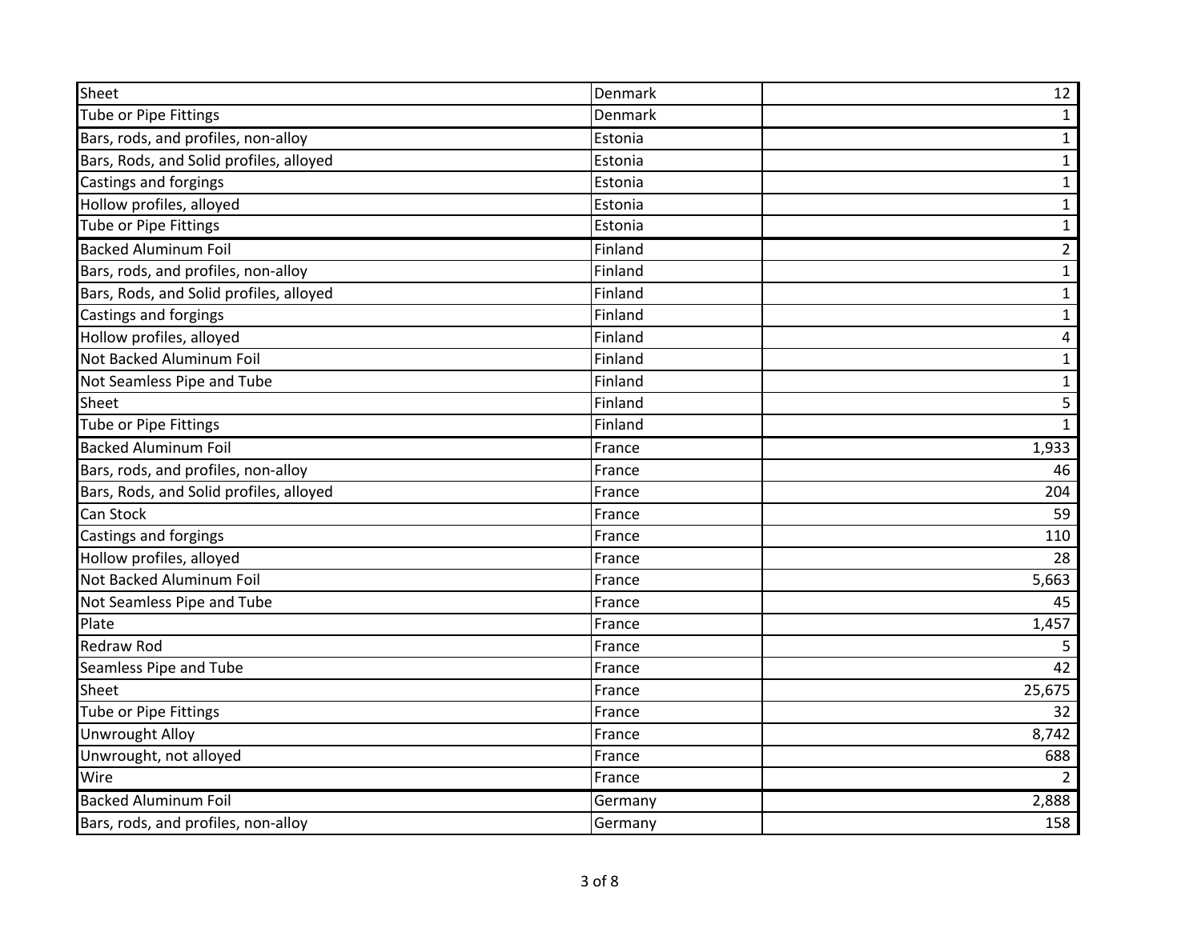| | | |
|---|---|---|
| Sheet | Denmark | 12 |
| Tube or Pipe Fittings | Denmark | 1 |
| Bars, rods, and profiles, non-alloy | Estonia | 1 |
| Bars, Rods, and Solid profiles, alloyed | Estonia | 1 |
| Castings and forgings | Estonia | 1 |
| Hollow profiles, alloyed | Estonia | 1 |
| Tube or Pipe Fittings | Estonia | 1 |
| Backed Aluminum Foil | Finland | 2 |
| Bars, rods, and profiles, non-alloy | Finland | 1 |
| Bars, Rods, and Solid profiles, alloyed | Finland | 1 |
| Castings and forgings | Finland | 1 |
| Hollow profiles, alloyed | Finland | 4 |
| Not Backed Aluminum Foil | Finland | 1 |
| Not Seamless Pipe and Tube | Finland | 1 |
| Sheet | Finland | 5 |
| Tube or Pipe Fittings | Finland | 1 |
| Backed Aluminum Foil | France | 1,933 |
| Bars, rods, and profiles, non-alloy | France | 46 |
| Bars, Rods, and Solid profiles, alloyed | France | 204 |
| Can Stock | France | 59 |
| Castings and forgings | France | 110 |
| Hollow profiles, alloyed | France | 28 |
| Not Backed Aluminum Foil | France | 5,663 |
| Not Seamless Pipe and Tube | France | 45 |
| Plate | France | 1,457 |
| Redraw Rod | France | 5 |
| Seamless Pipe and Tube | France | 42 |
| Sheet | France | 25,675 |
| Tube or Pipe Fittings | France | 32 |
| Unwrought Alloy | France | 8,742 |
| Unwrought, not alloyed | France | 688 |
| Wire | France | 2 |
| Backed Aluminum Foil | Germany | 2,888 |
| Bars, rods, and profiles, non-alloy | Germany | 158 |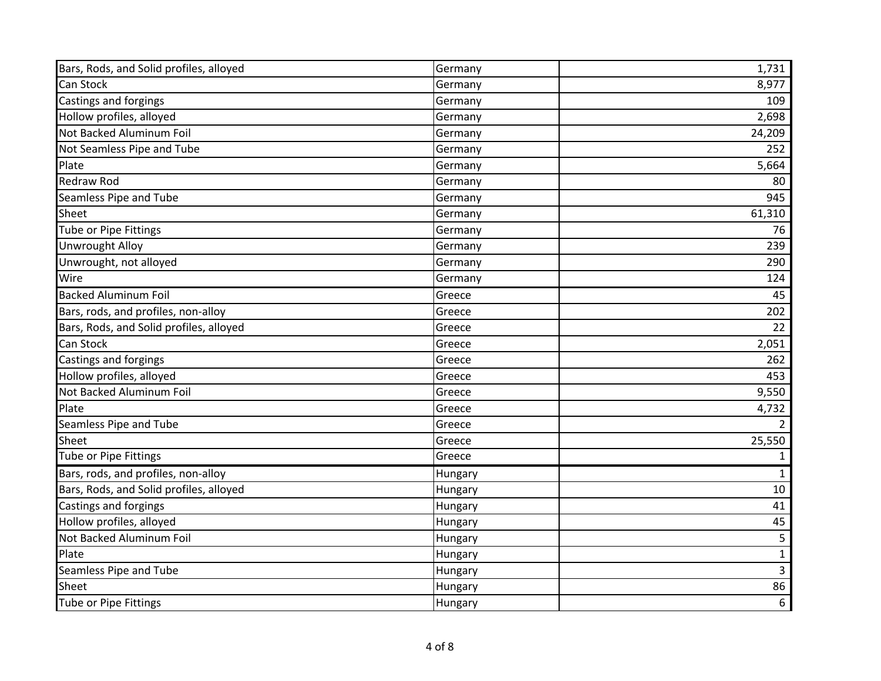| | | |
|---|---|---|
| Bars, Rods, and Solid profiles, alloyed | Germany | 1,731 |
| Can Stock | Germany | 8,977 |
| Castings and forgings | Germany | 109 |
| Hollow profiles, alloyed | Germany | 2,698 |
| Not Backed Aluminum Foil | Germany | 24,209 |
| Not Seamless Pipe and Tube | Germany | 252 |
| Plate | Germany | 5,664 |
| Redraw Rod | Germany | 80 |
| Seamless Pipe and Tube | Germany | 945 |
| Sheet | Germany | 61,310 |
| Tube or Pipe Fittings | Germany | 76 |
| Unwrought Alloy | Germany | 239 |
| Unwrought, not alloyed | Germany | 290 |
| Wire | Germany | 124 |
| Backed Aluminum Foil | Greece | 45 |
| Bars, rods, and profiles, non-alloy | Greece | 202 |
| Bars, Rods, and Solid profiles, alloyed | Greece | 22 |
| Can Stock | Greece | 2,051 |
| Castings and forgings | Greece | 262 |
| Hollow profiles, alloyed | Greece | 453 |
| Not Backed Aluminum Foil | Greece | 9,550 |
| Plate | Greece | 4,732 |
| Seamless Pipe and Tube | Greece | 2 |
| Sheet | Greece | 25,550 |
| Tube or Pipe Fittings | Greece | 1 |
| Bars, rods, and profiles, non-alloy | Hungary | 1 |
| Bars, Rods, and Solid profiles, alloyed | Hungary | 10 |
| Castings and forgings | Hungary | 41 |
| Hollow profiles, alloyed | Hungary | 45 |
| Not Backed Aluminum Foil | Hungary | 5 |
| Plate | Hungary | 1 |
| Seamless Pipe and Tube | Hungary | 3 |
| Sheet | Hungary | 86 |
| Tube or Pipe Fittings | Hungary | 6 |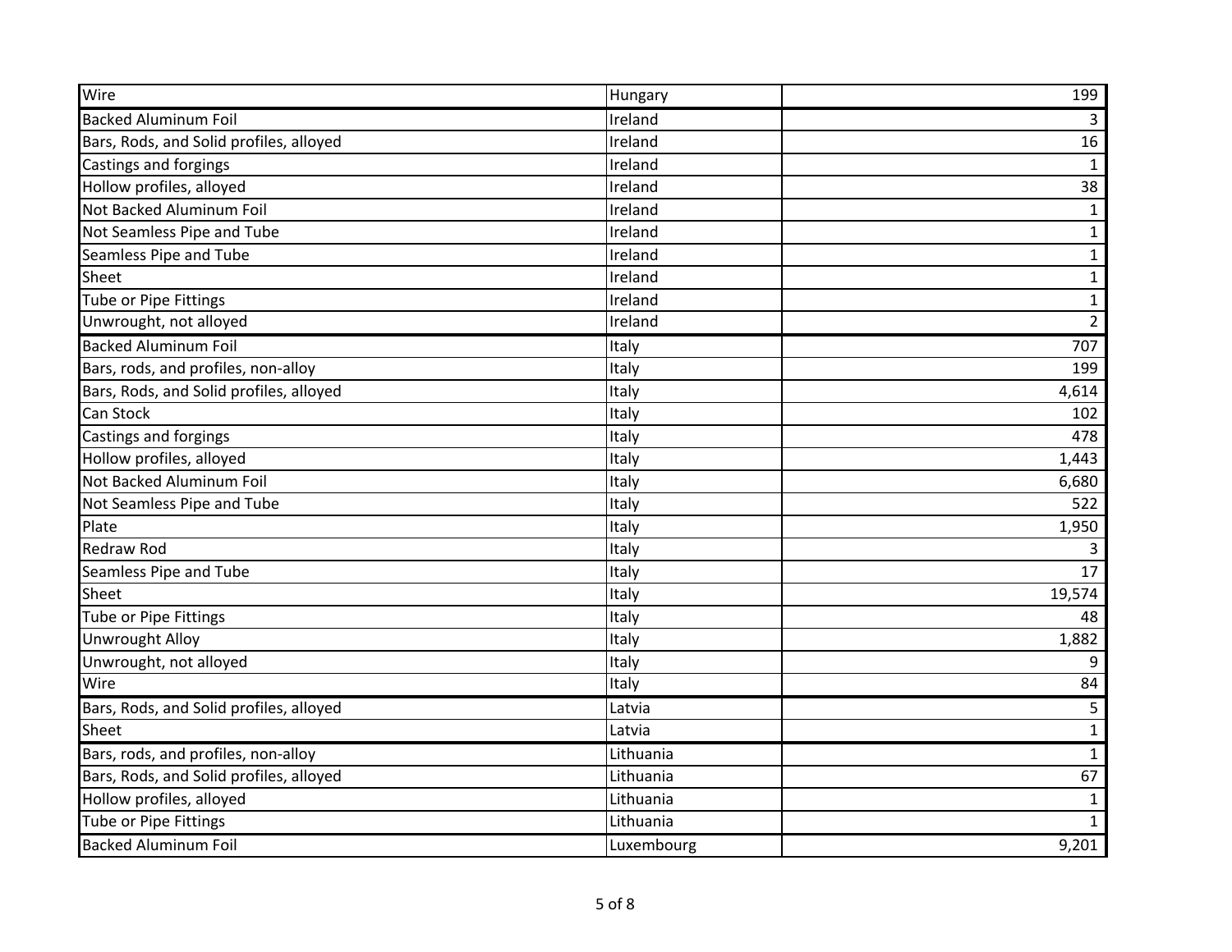| Wire | Hungary | 199 |
|---|---|---|
| Backed Aluminum Foil | Ireland | 3 |
| Bars, Rods, and Solid profiles, alloyed | Ireland | 16 |
| Castings and forgings | Ireland | 1 |
| Hollow profiles, alloyed | Ireland | 38 |
| Not Backed Aluminum Foil | Ireland | 1 |
| Not Seamless Pipe and Tube | Ireland | 1 |
| Seamless Pipe and Tube | Ireland | 1 |
| Sheet | Ireland | 1 |
| Tube or Pipe Fittings | Ireland | 1 |
| Unwrought, not alloyed | Ireland | 2 |
| Backed Aluminum Foil | Italy | 707 |
| Bars, rods, and profiles, non-alloy | Italy | 199 |
| Bars, Rods, and Solid profiles, alloyed | Italy | 4,614 |
| Can Stock | Italy | 102 |
| Castings and forgings | Italy | 478 |
| Hollow profiles, alloyed | Italy | 1,443 |
| Not Backed Aluminum Foil | Italy | 6,680 |
| Not Seamless Pipe and Tube | Italy | 522 |
| Plate | Italy | 1,950 |
| Redraw Rod | Italy | 3 |
| Seamless Pipe and Tube | Italy | 17 |
| Sheet | Italy | 19,574 |
| Tube or Pipe Fittings | Italy | 48 |
| Unwrought Alloy | Italy | 1,882 |
| Unwrought, not alloyed | Italy | 9 |
| Wire | Italy | 84 |
| Bars, Rods, and Solid profiles, alloyed | Latvia | 5 |
| Sheet | Latvia | 1 |
| Bars, rods, and profiles, non-alloy | Lithuania | 1 |
| Bars, Rods, and Solid profiles, alloyed | Lithuania | 67 |
| Hollow profiles, alloyed | Lithuania | 1 |
| Tube or Pipe Fittings | Lithuania | 1 |
| Backed Aluminum Foil | Luxembourg | 9,201 |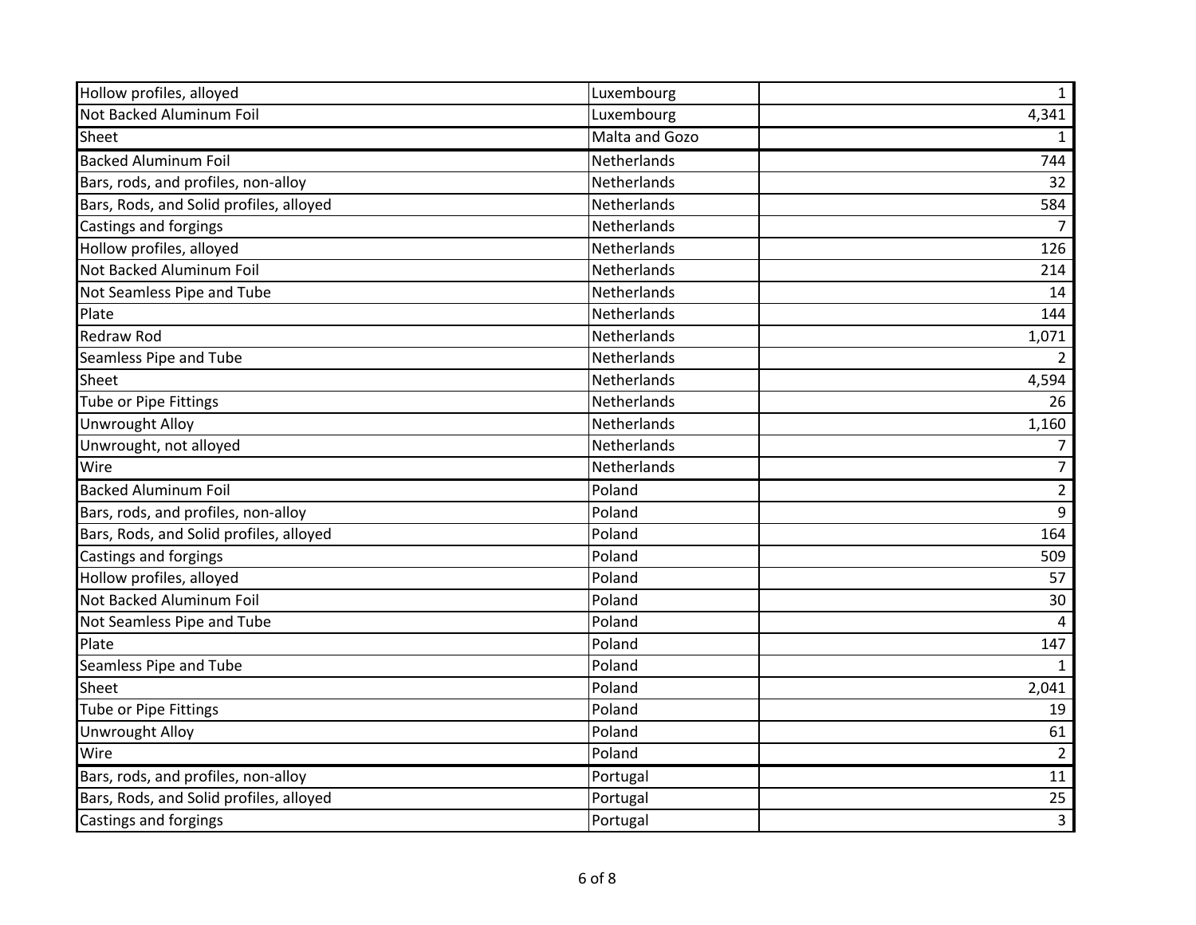| | | |
|---|---|---|
| Hollow profiles, alloyed | Luxembourg | 1 |
| Not Backed Aluminum Foil | Luxembourg | 4,341 |
| Sheet | Malta and Gozo | 1 |
| Backed Aluminum Foil | Netherlands | 744 |
| Bars, rods, and profiles, non-alloy | Netherlands | 32 |
| Bars, Rods, and Solid profiles, alloyed | Netherlands | 584 |
| Castings and forgings | Netherlands | 7 |
| Hollow profiles, alloyed | Netherlands | 126 |
| Not Backed Aluminum Foil | Netherlands | 214 |
| Not Seamless Pipe and Tube | Netherlands | 14 |
| Plate | Netherlands | 144 |
| Redraw Rod | Netherlands | 1,071 |
| Seamless Pipe and Tube | Netherlands | 2 |
| Sheet | Netherlands | 4,594 |
| Tube or Pipe Fittings | Netherlands | 26 |
| Unwrought Alloy | Netherlands | 1,160 |
| Unwrought, not alloyed | Netherlands | 7 |
| Wire | Netherlands | 7 |
| Backed Aluminum Foil | Poland | 2 |
| Bars, rods, and profiles, non-alloy | Poland | 9 |
| Bars, Rods, and Solid profiles, alloyed | Poland | 164 |
| Castings and forgings | Poland | 509 |
| Hollow profiles, alloyed | Poland | 57 |
| Not Backed Aluminum Foil | Poland | 30 |
| Not Seamless Pipe and Tube | Poland | 4 |
| Plate | Poland | 147 |
| Seamless Pipe and Tube | Poland | 1 |
| Sheet | Poland | 2,041 |
| Tube or Pipe Fittings | Poland | 19 |
| Unwrought Alloy | Poland | 61 |
| Wire | Poland | 2 |
| Bars, rods, and profiles, non-alloy | Portugal | 11 |
| Bars, Rods, and Solid profiles, alloyed | Portugal | 25 |
| Castings and forgings | Portugal | 3 |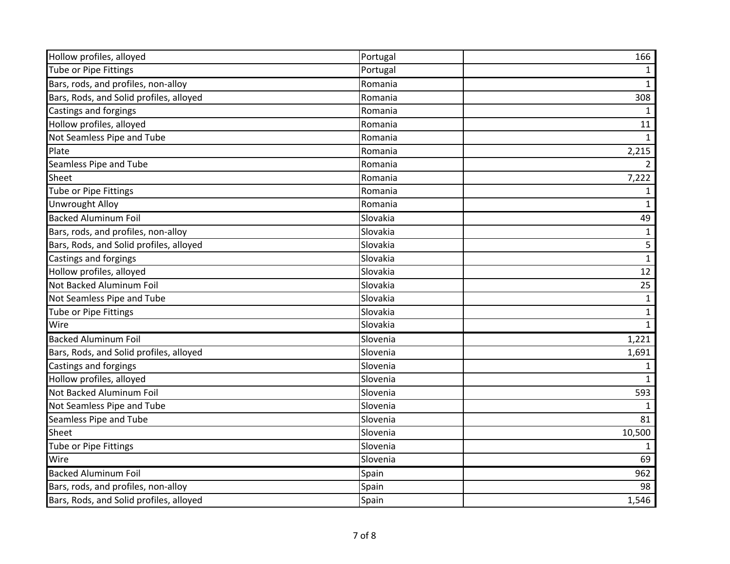| | | |
|---|---|---|
| Hollow profiles, alloyed | Portugal | 166 |
| Tube or Pipe Fittings | Portugal | 1 |
| Bars, rods, and profiles, non-alloy | Romania | 1 |
| Bars, Rods, and Solid profiles, alloyed | Romania | 308 |
| Castings and forgings | Romania | 1 |
| Hollow profiles, alloyed | Romania | 11 |
| Not Seamless Pipe and Tube | Romania | 1 |
| Plate | Romania | 2,215 |
| Seamless Pipe and Tube | Romania | 2 |
| Sheet | Romania | 7,222 |
| Tube or Pipe Fittings | Romania | 1 |
| Unwrought Alloy | Romania | 1 |
| Backed Aluminum Foil | Slovakia | 49 |
| Bars, rods, and profiles, non-alloy | Slovakia | 1 |
| Bars, Rods, and Solid profiles, alloyed | Slovakia | 5 |
| Castings and forgings | Slovakia | 1 |
| Hollow profiles, alloyed | Slovakia | 12 |
| Not Backed Aluminum Foil | Slovakia | 25 |
| Not Seamless Pipe and Tube | Slovakia | 1 |
| Tube or Pipe Fittings | Slovakia | 1 |
| Wire | Slovakia | 1 |
| Backed Aluminum Foil | Slovenia | 1,221 |
| Bars, Rods, and Solid profiles, alloyed | Slovenia | 1,691 |
| Castings and forgings | Slovenia | 1 |
| Hollow profiles, alloyed | Slovenia | 1 |
| Not Backed Aluminum Foil | Slovenia | 593 |
| Not Seamless Pipe and Tube | Slovenia | 1 |
| Seamless Pipe and Tube | Slovenia | 81 |
| Sheet | Slovenia | 10,500 |
| Tube or Pipe Fittings | Slovenia | 1 |
| Wire | Slovenia | 69 |
| Backed Aluminum Foil | Spain | 962 |
| Bars, rods, and profiles, non-alloy | Spain | 98 |
| Bars, Rods, and Solid profiles, alloyed | Spain | 1,546 |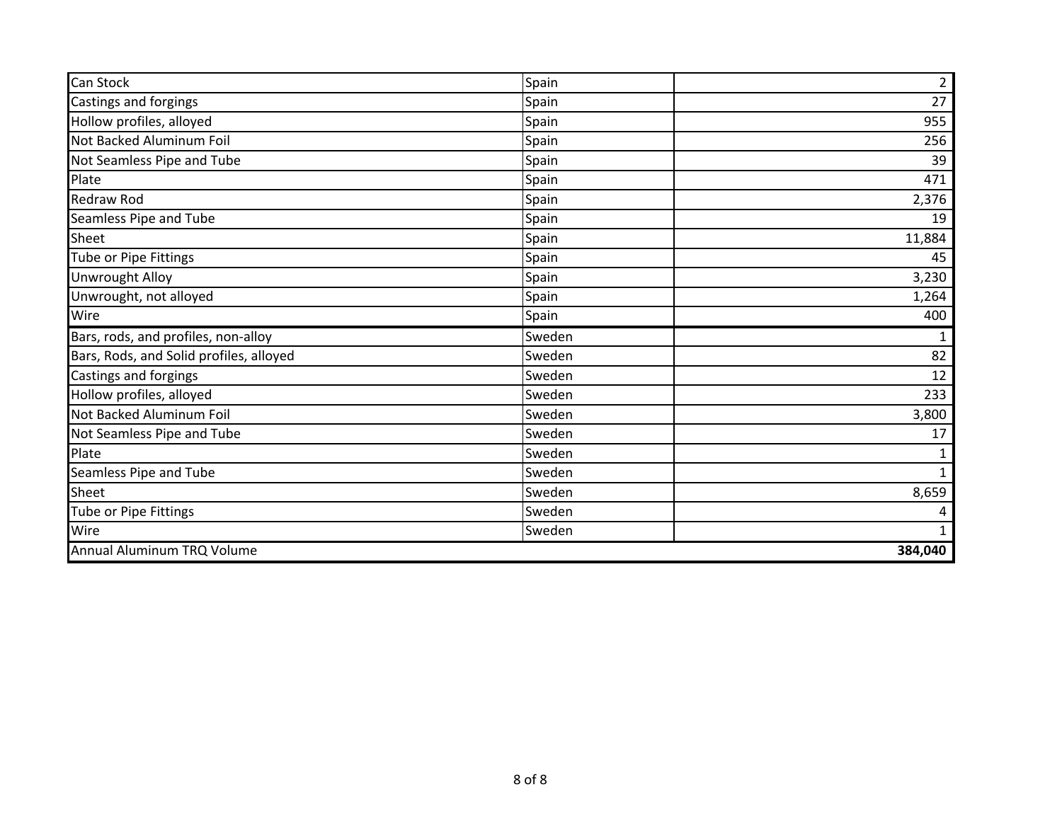| | | |
|---|---|---|
| Can Stock | Spain | 2 |
| Castings and forgings | Spain | 27 |
| Hollow profiles, alloyed | Spain | 955 |
| Not Backed Aluminum Foil | Spain | 256 |
| Not Seamless Pipe and Tube | Spain | 39 |
| Plate | Spain | 471 |
| Redraw Rod | Spain | 2,376 |
| Seamless Pipe and Tube | Spain | 19 |
| Sheet | Spain | 11,884 |
| Tube or Pipe Fittings | Spain | 45 |
| Unwrought Alloy | Spain | 3,230 |
| Unwrought, not alloyed | Spain | 1,264 |
| Wire | Spain | 400 |
| Bars, rods, and profiles, non-alloy | Sweden | 1 |
| Bars, Rods, and Solid profiles, alloyed | Sweden | 82 |
| Castings and forgings | Sweden | 12 |
| Hollow profiles, alloyed | Sweden | 233 |
| Not Backed Aluminum Foil | Sweden | 3,800 |
| Not Seamless Pipe and Tube | Sweden | 17 |
| Plate | Sweden | 1 |
| Seamless Pipe and Tube | Sweden | 1 |
| Sheet | Sweden | 8,659 |
| Tube or Pipe Fittings | Sweden | 4 |
| Wire | Sweden | 1 |
| Annual Aluminum TRQ Volume | | **384,040** |